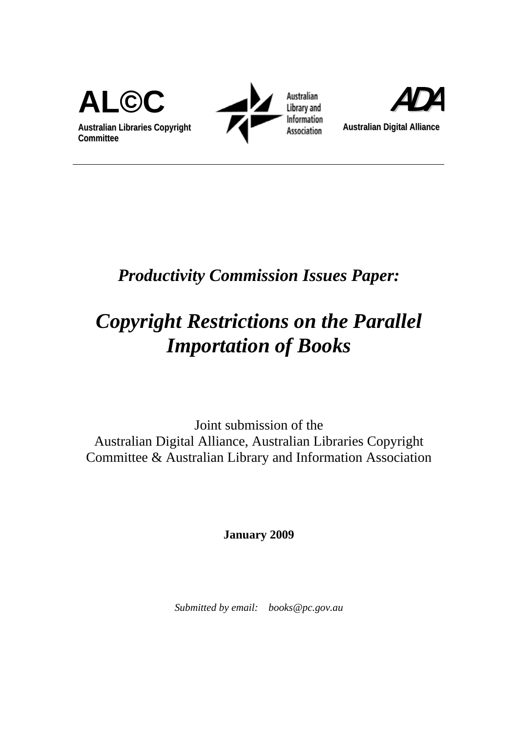AL©C

Australian Libraries Copyright Committee

Australian Library and Information Association

ADA

Australian Digital Alliance

---

# *Productivity Commission Issues Paper:*

# *Copyright Restrictions on the Parallel Importation of Books*

Joint submission of the
Australian Digital Alliance, Australian Libraries Copyright Committee & Australian Library and Information Association

**January 2009**

*Submitted by email: books@pc.gov.au*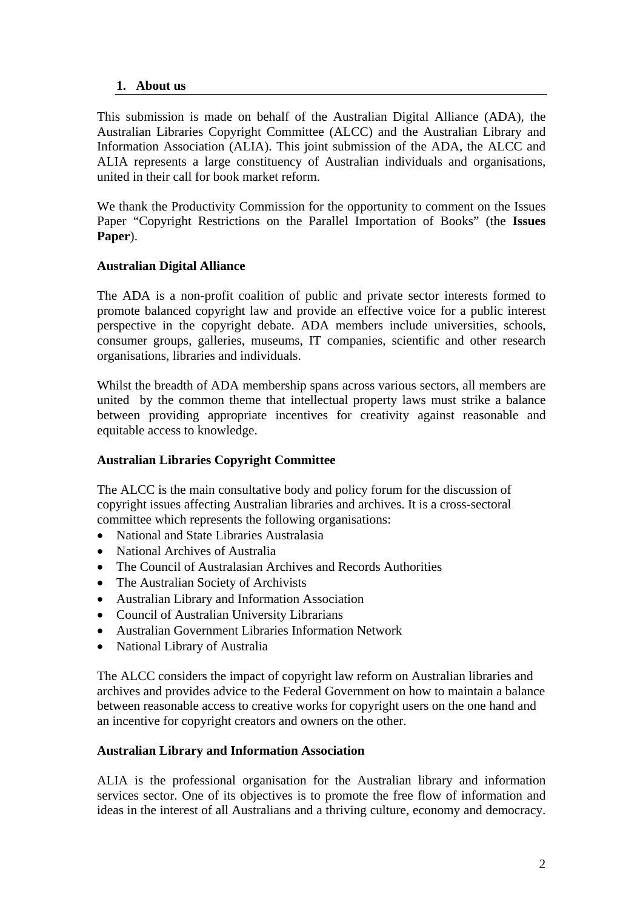## 1. About us

This submission is made on behalf of the Australian Digital Alliance (ADA), the Australian Libraries Copyright Committee (ALCC) and the Australian Library and Information Association (ALIA). This joint submission of the ADA, the ALCC and ALIA represents a large constituency of Australian individuals and organisations, united in their call for book market reform.

We thank the Productivity Commission for the opportunity to comment on the Issues Paper "Copyright Restrictions on the Parallel Importation of Books" (the **Issues Paper**).

### Australian Digital Alliance

The ADA is a non-profit coalition of public and private sector interests formed to promote balanced copyright law and provide an effective voice for a public interest perspective in the copyright debate. ADA members include universities, schools, consumer groups, galleries, museums, IT companies, scientific and other research organisations, libraries and individuals.

Whilst the breadth of ADA membership spans across various sectors, all members are united by the common theme that intellectual property laws must strike a balance between providing appropriate incentives for creativity against reasonable and equitable access to knowledge.

### Australian Libraries Copyright Committee

The ALCC is the main consultative body and policy forum for the discussion of copyright issues affecting Australian libraries and archives. It is a cross-sectoral committee which represents the following organisations:

- National and State Libraries Australasia
- National Archives of Australia
- The Council of Australasian Archives and Records Authorities
- The Australian Society of Archivists
- Australian Library and Information Association
- Council of Australian University Librarians
- Australian Government Libraries Information Network
- National Library of Australia

The ALCC considers the impact of copyright law reform on Australian libraries and archives and provides advice to the Federal Government on how to maintain a balance between reasonable access to creative works for copyright users on the one hand and an incentive for copyright creators and owners on the other.

### Australian Library and Information Association

ALIA is the professional organisation for the Australian library and information services sector. One of its objectives is to promote the free flow of information and ideas in the interest of all Australians and a thriving culture, economy and democracy.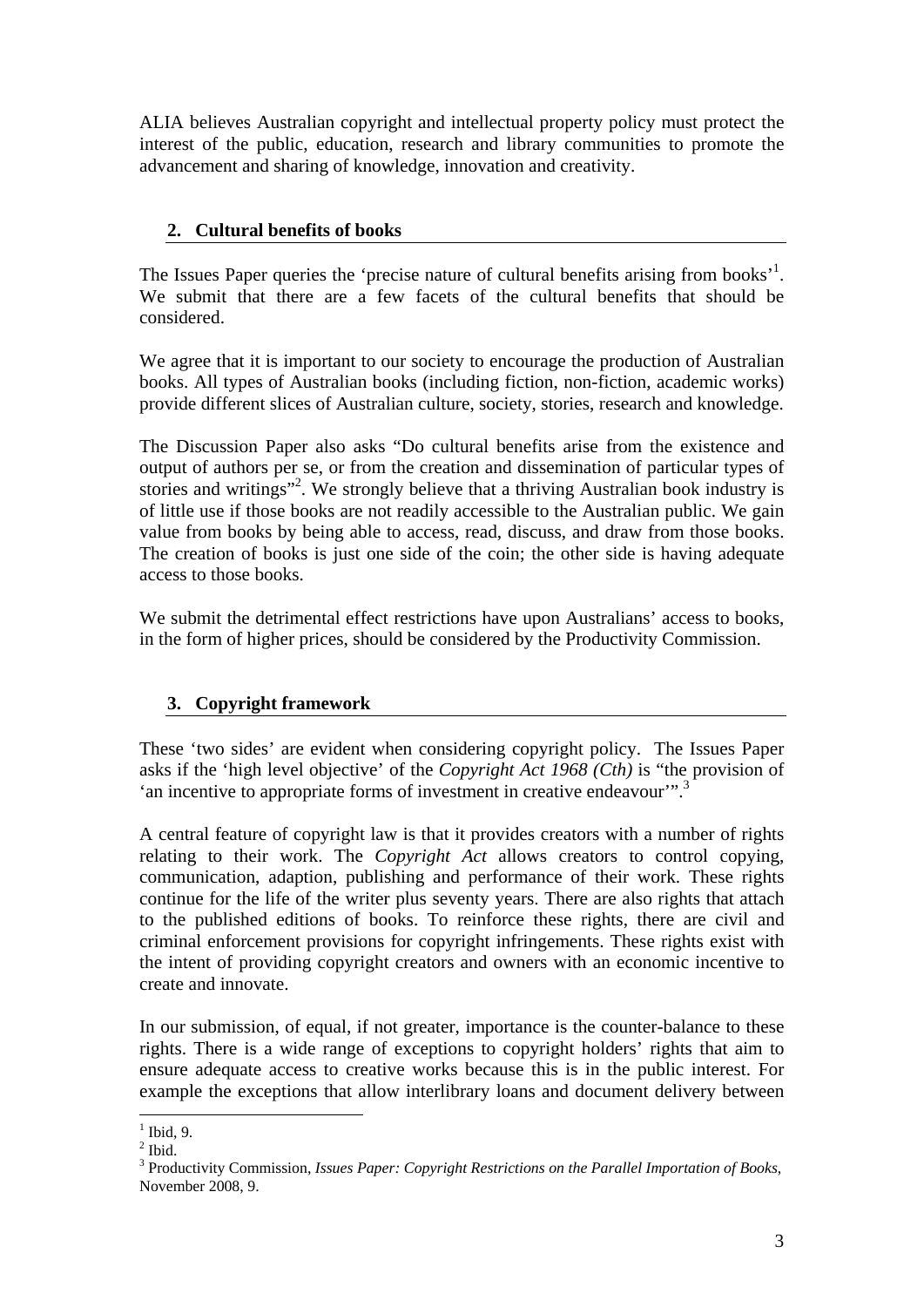ALIA believes Australian copyright and intellectual property policy must protect the interest of the public, education, research and library communities to promote the advancement and sharing of knowledge, innovation and creativity.

## 2. Cultural benefits of books

The Issues Paper queries the 'precise nature of cultural benefits arising from books'[1]. We submit that there are a few facets of the cultural benefits that should be considered.

We agree that it is important to our society to encourage the production of Australian books. All types of Australian books (including fiction, non-fiction, academic works) provide different slices of Australian culture, society, stories, research and knowledge.

The Discussion Paper also asks "Do cultural benefits arise from the existence and output of authors per se, or from the creation and dissemination of particular types of stories and writings"[2]. We strongly believe that a thriving Australian book industry is of little use if those books are not readily accessible to the Australian public. We gain value from books by being able to access, read, discuss, and draw from those books. The creation of books is just one side of the coin; the other side is having adequate access to those books.

We submit the detrimental effect restrictions have upon Australians' access to books, in the form of higher prices, should be considered by the Productivity Commission.

## 3. Copyright framework

These 'two sides' are evident when considering copyright policy. The Issues Paper asks if the 'high level objective' of the *Copyright Act 1968 (Cth)* is "the provision of 'an incentive to appropriate forms of investment in creative endeavour'".[3]

A central feature of copyright law is that it provides creators with a number of rights relating to their work. The *Copyright Act* allows creators to control copying, communication, adaption, publishing and performance of their work. These rights continue for the life of the writer plus seventy years. There are also rights that attach to the published editions of books. To reinforce these rights, there are civil and criminal enforcement provisions for copyright infringements. These rights exist with the intent of providing copyright creators and owners with an economic incentive to create and innovate.

In our submission, of equal, if not greater, importance is the counter-balance to these rights. There is a wide range of exceptions to copyright holders' rights that aim to ensure adequate access to creative works because this is in the public interest. For example the exceptions that allow interlibrary loans and document delivery between

[1] Ibid, 9.
[2] Ibid.
[3] Productivity Commission, *Issues Paper: Copyright Restrictions on the Parallel Importation of Books*, November 2008, 9.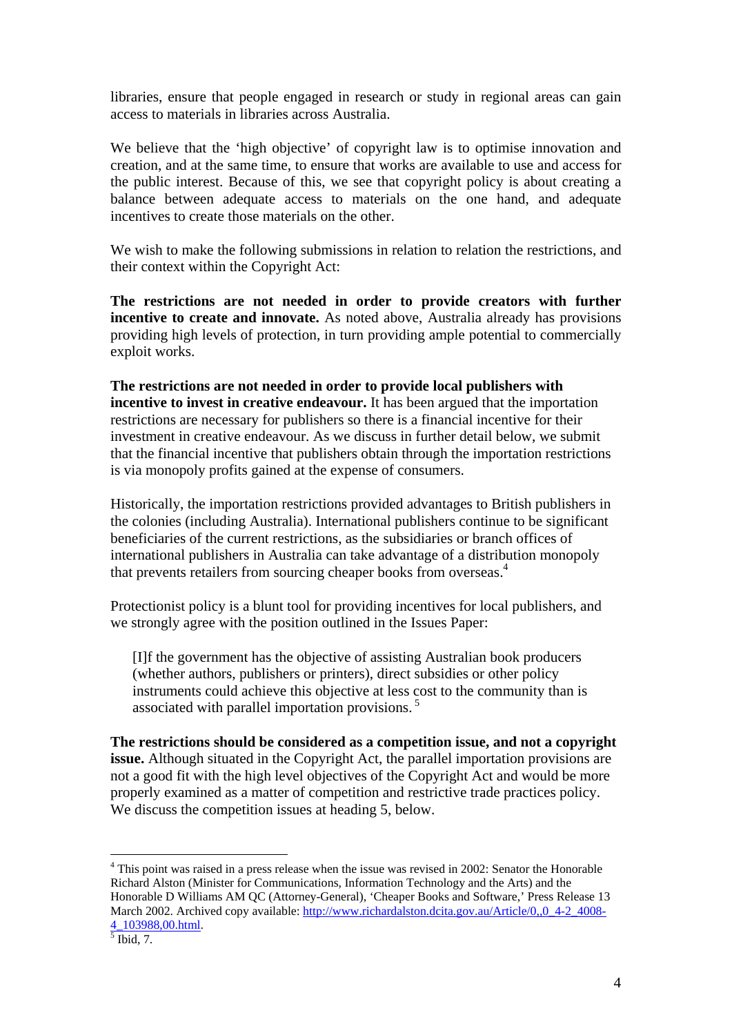libraries, ensure that people engaged in research or study in regional areas can gain access to materials in libraries across Australia.

We believe that the 'high objective' of copyright law is to optimise innovation and creation, and at the same time, to ensure that works are available to use and access for the public interest. Because of this, we see that copyright policy is about creating a balance between adequate access to materials on the one hand, and adequate incentives to create those materials on the other.

We wish to make the following submissions in relation to relation the restrictions, and their context within the Copyright Act:

**The restrictions are not needed in order to provide creators with further incentive to create and innovate.** As noted above, Australia already has provisions providing high levels of protection, in turn providing ample potential to commercially exploit works.

**The restrictions are not needed in order to provide local publishers with incentive to invest in creative endeavour.** It has been argued that the importation restrictions are necessary for publishers so there is a financial incentive for their investment in creative endeavour. As we discuss in further detail below, we submit that the financial incentive that publishers obtain through the importation restrictions is via monopoly profits gained at the expense of consumers.

Historically, the importation restrictions provided advantages to British publishers in the colonies (including Australia). International publishers continue to be significant beneficiaries of the current restrictions, as the subsidiaries or branch offices of international publishers in Australia can take advantage of a distribution monopoly that prevents retailers from sourcing cheaper books from overseas.[4]

Protectionist policy is a blunt tool for providing incentives for local publishers, and we strongly agree with the position outlined in the Issues Paper:

> [I]f the government has the objective of assisting Australian book producers (whether authors, publishers or printers), direct subsidies or other policy instruments could achieve this objective at less cost to the community than is associated with parallel importation provisions. [5]

**The restrictions should be considered as a competition issue, and not a copyright issue.** Although situated in the Copyright Act, the parallel importation provisions are not a good fit with the high level objectives of the Copyright Act and would be more properly examined as a matter of competition and restrictive trade practices policy. We discuss the competition issues at heading 5, below.

---

[4] This point was raised in a press release when the issue was revised in 2002: Senator the Honorable Richard Alston (Minister for Communications, Information Technology and the Arts) and the Honorable D Williams AM QC (Attorney-General), 'Cheaper Books and Software,' Press Release 13 March 2002. Archived copy available: http://www.richardalston.dcita.gov.au/Article/0,,0_4-2_4008-4_103988,00.html.

[5] Ibid, 7.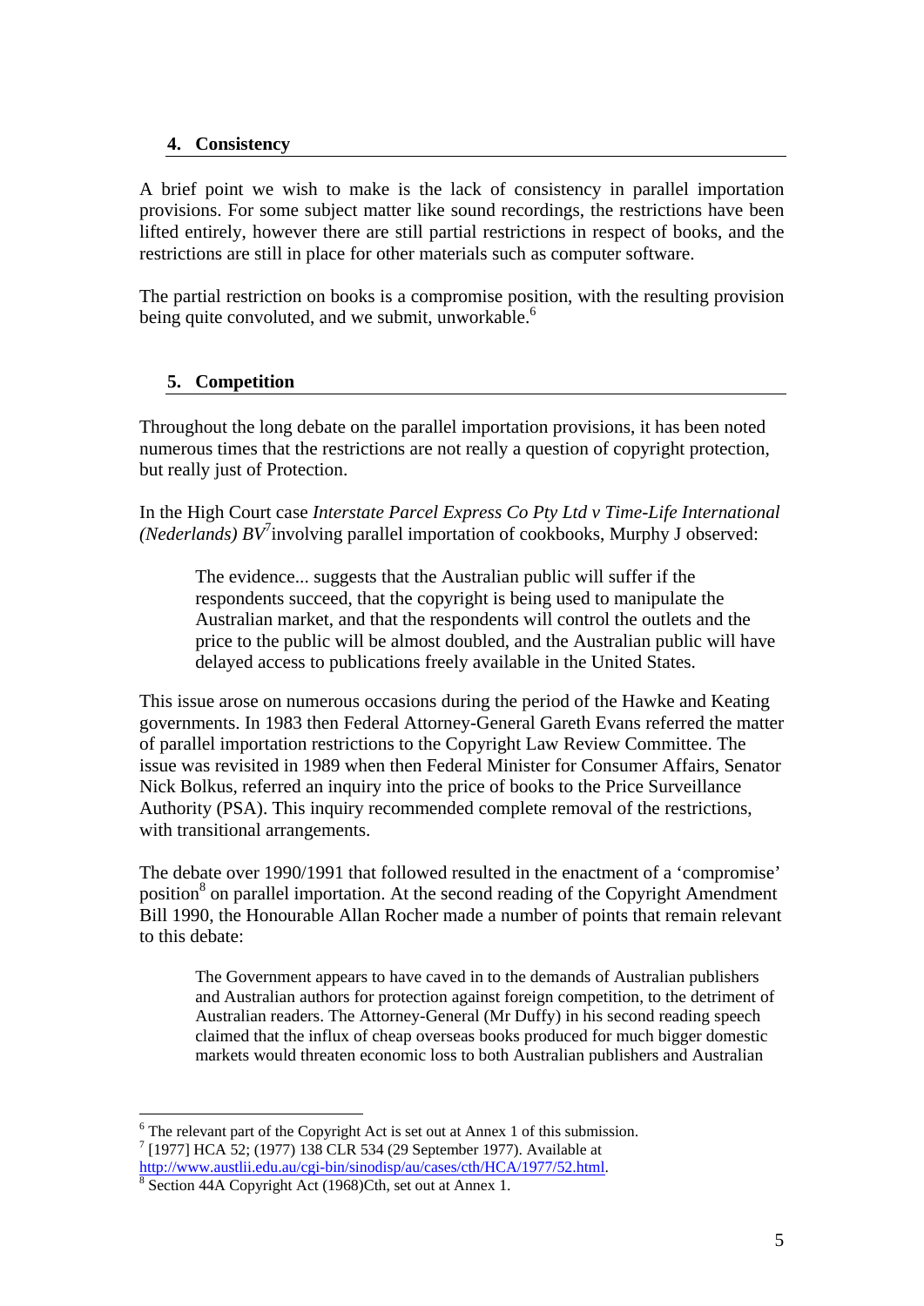## 4. Consistency

A brief point we wish to make is the lack of consistency in parallel importation provisions. For some subject matter like sound recordings, the restrictions have been lifted entirely, however there are still partial restrictions in respect of books, and the restrictions are still in place for other materials such as computer software.

The partial restriction on books is a compromise position, with the resulting provision being quite convoluted, and we submit, unworkable.[6]

## 5. Competition

Throughout the long debate on the parallel importation provisions, it has been noted numerous times that the restrictions are not really a question of copyright protection, but really just of Protection.

In the High Court case *Interstate Parcel Express Co Pty Ltd v Time-Life International (Nederlands) BV*[7] involving parallel importation of cookbooks, Murphy J observed:

> The evidence... suggests that the Australian public will suffer if the respondents succeed, that the copyright is being used to manipulate the Australian market, and that the respondents will control the outlets and the price to the public will be almost doubled, and the Australian public will have delayed access to publications freely available in the United States.

This issue arose on numerous occasions during the period of the Hawke and Keating governments. In 1983 then Federal Attorney-General Gareth Evans referred the matter of parallel importation restrictions to the Copyright Law Review Committee. The issue was revisited in 1989 when then Federal Minister for Consumer Affairs, Senator Nick Bolkus, referred an inquiry into the price of books to the Price Surveillance Authority (PSA). This inquiry recommended complete removal of the restrictions, with transitional arrangements.

The debate over 1990/1991 that followed resulted in the enactment of a 'compromise' position[8] on parallel importation. At the second reading of the Copyright Amendment Bill 1990, the Honourable Allan Rocher made a number of points that remain relevant to this debate:

> The Government appears to have caved in to the demands of Australian publishers and Australian authors for protection against foreign competition, to the detriment of Australian readers. The Attorney-General (Mr Duffy) in his second reading speech claimed that the influx of cheap overseas books produced for much bigger domestic markets would threaten economic loss to both Australian publishers and Australian

---

[6] The relevant part of the Copyright Act is set out at Annex 1 of this submission.

[7] [1977] HCA 52; (1977) 138 CLR 534 (29 September 1977). Available at http://www.austlii.edu.au/cgi-bin/sinodisp/au/cases/cth/HCA/1977/52.html.

[8] Section 44A Copyright Act (1968)Cth, set out at Annex 1.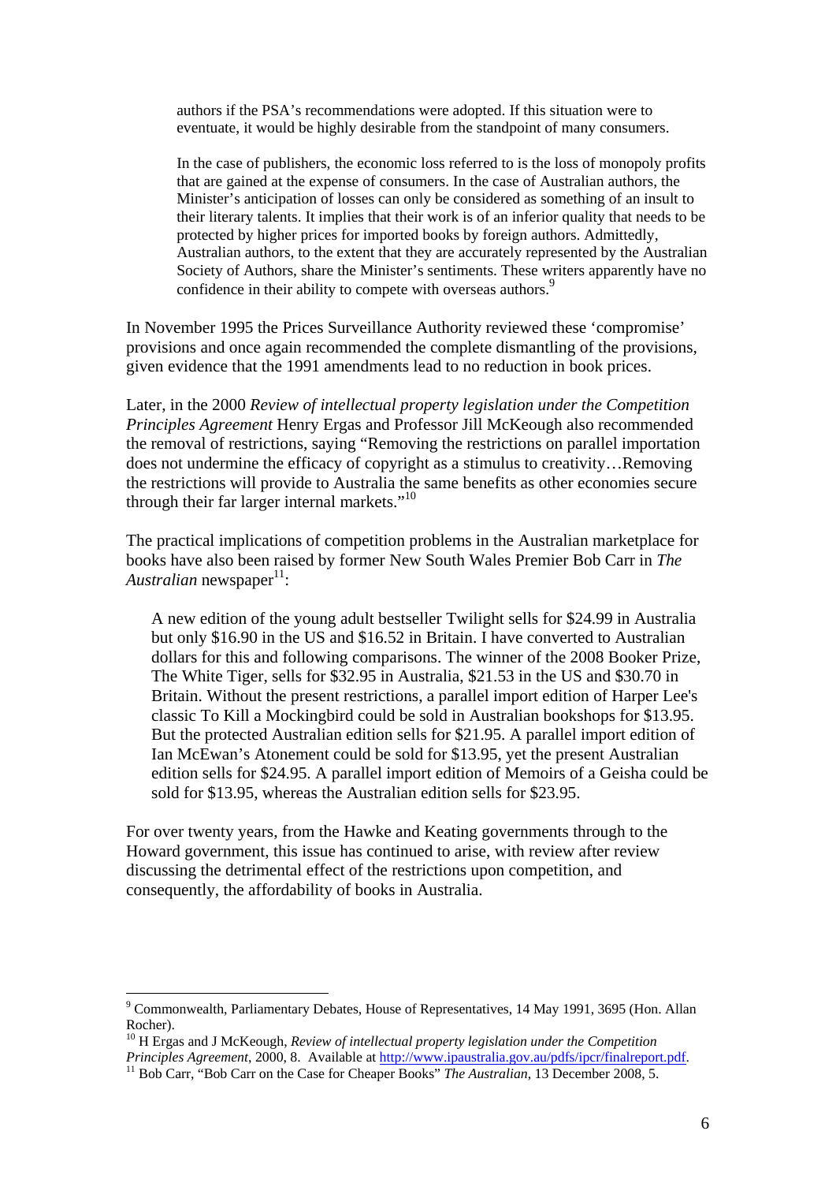> authors if the PSA's recommendations were adopted. If this situation were to eventuate, it would be highly desirable from the standpoint of many consumers.
>
> In the case of publishers, the economic loss referred to is the loss of monopoly profits that are gained at the expense of consumers. In the case of Australian authors, the Minister's anticipation of losses can only be considered as something of an insult to their literary talents. It implies that their work is of an inferior quality that needs to be protected by higher prices for imported books by foreign authors. Admittedly, Australian authors, to the extent that they are accurately represented by the Australian Society of Authors, share the Minister's sentiments. These writers apparently have no confidence in their ability to compete with overseas authors.[9]

In November 1995 the Prices Surveillance Authority reviewed these 'compromise' provisions and once again recommended the complete dismantling of the provisions, given evidence that the 1991 amendments lead to no reduction in book prices.

Later, in the 2000 *Review of intellectual property legislation under the Competition Principles Agreement* Henry Ergas and Professor Jill McKeough also recommended the removal of restrictions, saying "Removing the restrictions on parallel importation does not undermine the efficacy of copyright as a stimulus to creativity…Removing the restrictions will provide to Australia the same benefits as other economies secure through their far larger internal markets."[10]

The practical implications of competition problems in the Australian marketplace for books have also been raised by former New South Wales Premier Bob Carr in *The Australian* newspaper[11]:

> A new edition of the young adult bestseller Twilight sells for $24.99 in Australia but only $16.90 in the US and $16.52 in Britain. I have converted to Australian dollars for this and following comparisons. The winner of the 2008 Booker Prize, The White Tiger, sells for $32.95 in Australia, $21.53 in the US and $30.70 in Britain. Without the present restrictions, a parallel import edition of Harper Lee's classic To Kill a Mockingbird could be sold in Australian bookshops for $13.95. But the protected Australian edition sells for $21.95. A parallel import edition of Ian McEwan's Atonement could be sold for $13.95, yet the present Australian edition sells for $24.95. A parallel import edition of Memoirs of a Geisha could be sold for $13.95, whereas the Australian edition sells for $23.95.

For over twenty years, from the Hawke and Keating governments through to the Howard government, this issue has continued to arise, with review after review discussing the detrimental effect of the restrictions upon competition, and consequently, the affordability of books in Australia.

---

[9] Commonwealth, Parliamentary Debates, House of Representatives, 14 May 1991, 3695 (Hon. Allan Rocher).

[10] H Ergas and J McKeough, *Review of intellectual property legislation under the Competition Principles Agreement*, 2000, 8. Available at http://www.ipaustralia.gov.au/pdfs/ipcr/finalreport.pdf.

[11] Bob Carr, "Bob Carr on the Case for Cheaper Books" *The Australian*, 13 December 2008, 5.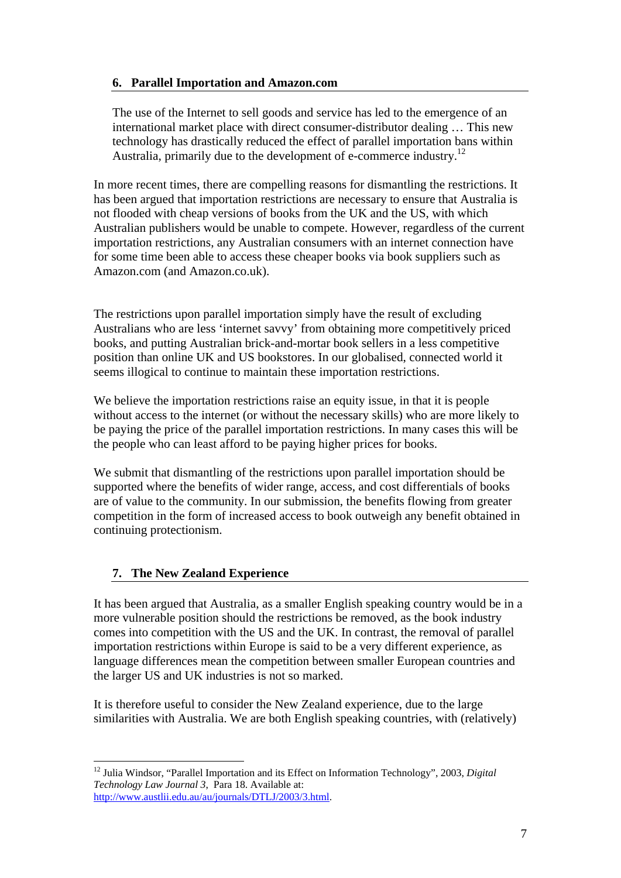## 6. Parallel Importation and Amazon.com

> The use of the Internet to sell goods and service has led to the emergence of an international market place with direct consumer-distributor dealing … This new technology has drastically reduced the effect of parallel importation bans within Australia, primarily due to the development of e-commerce industry.[12]

In more recent times, there are compelling reasons for dismantling the restrictions. It has been argued that importation restrictions are necessary to ensure that Australia is not flooded with cheap versions of books from the UK and the US, with which Australian publishers would be unable to compete. However, regardless of the current importation restrictions, any Australian consumers with an internet connection have for some time been able to access these cheaper books via book suppliers such as Amazon.com (and Amazon.co.uk).

The restrictions upon parallel importation simply have the result of excluding Australians who are less 'internet savvy' from obtaining more competitively priced books, and putting Australian brick-and-mortar book sellers in a less competitive position than online UK and US bookstores. In our globalised, connected world it seems illogical to continue to maintain these importation restrictions.

We believe the importation restrictions raise an equity issue, in that it is people without access to the internet (or without the necessary skills) who are more likely to be paying the price of the parallel importation restrictions. In many cases this will be the people who can least afford to be paying higher prices for books.

We submit that dismantling of the restrictions upon parallel importation should be supported where the benefits of wider range, access, and cost differentials of books are of value to the community. In our submission, the benefits flowing from greater competition in the form of increased access to book outweigh any benefit obtained in continuing protectionism.

## 7. The New Zealand Experience

It has been argued that Australia, as a smaller English speaking country would be in a more vulnerable position should the restrictions be removed, as the book industry comes into competition with the US and the UK. In contrast, the removal of parallel importation restrictions within Europe is said to be a very different experience, as language differences mean the competition between smaller European countries and the larger US and UK industries is not so marked.

It is therefore useful to consider the New Zealand experience, due to the large similarities with Australia. We are both English speaking countries, with (relatively)

---

[12] Julia Windsor, "Parallel Importation and its Effect on Information Technology", 2003, *Digital Technology Law Journal 3*, Para 18. Available at: http://www.austlii.edu.au/au/journals/DTLJ/2003/3.html.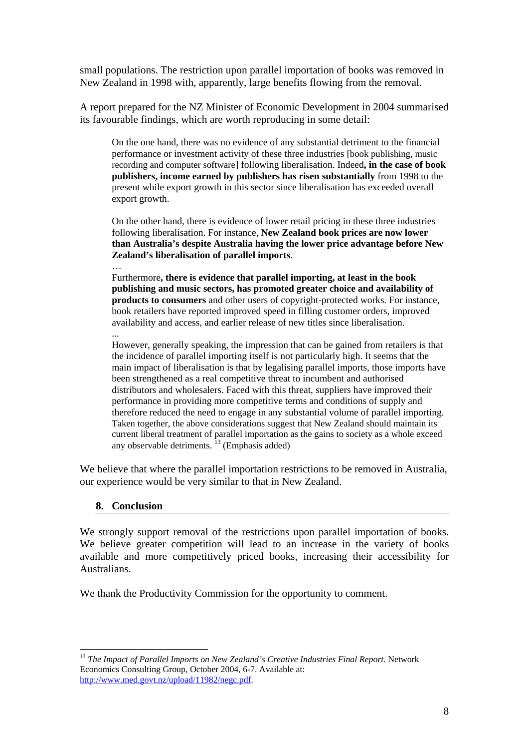small populations. The restriction upon parallel importation of books was removed in New Zealand in 1998 with, apparently, large benefits flowing from the removal.

A report prepared for the NZ Minister of Economic Development in 2004 summarised its favourable findings, which are worth reproducing in some detail:

> On the one hand, there was no evidence of any substantial detriment to the financial performance or investment activity of these three industries [book publishing, music recording and computer software] following liberalisation. Indeed**, in the case of book publishers, income earned by publishers has risen substantially** from 1998 to the present while export growth in this sector since liberalisation has exceeded overall export growth.
>
> On the other hand, there is evidence of lower retail pricing in these three industries following liberalisation. For instance, **New Zealand book prices are now lower than Australia's despite Australia having the lower price advantage before New Zealand's liberalisation of parallel imports**.
>
> …
>
> Furthermore**, there is evidence that parallel importing, at least in the book publishing and music sectors, has promoted greater choice and availability of products to consumers** and other users of copyright-protected works. For instance, book retailers have reported improved speed in filling customer orders, improved availability and access, and earlier release of new titles since liberalisation.
>
> ...
>
> However, generally speaking, the impression that can be gained from retailers is that the incidence of parallel importing itself is not particularly high. It seems that the main impact of liberalisation is that by legalising parallel imports, those imports have been strengthened as a real competitive threat to incumbent and authorised distributors and wholesalers. Faced with this threat, suppliers have improved their performance in providing more competitive terms and conditions of supply and therefore reduced the need to engage in any substantial volume of parallel importing. Taken together, the above considerations suggest that New Zealand should maintain its current liberal treatment of parallel importation as the gains to society as a whole exceed any observable detriments. [13] (Emphasis added)

We believe that where the parallel importation restrictions to be removed in Australia, our experience would be very similar to that in New Zealand.

## 8. Conclusion

We strongly support removal of the restrictions upon parallel importation of books. We believe greater competition will lead to an increase in the variety of books available and more competitively priced books, increasing their accessibility for Australians.

We thank the Productivity Commission for the opportunity to comment.

---

[13] *The Impact of Parallel Imports on New Zealand's Creative Industries Final Report.* Network Economics Consulting Group, October 2004, 6-7. Available at: http://www.med.govt.nz/upload/11982/negc.pdf.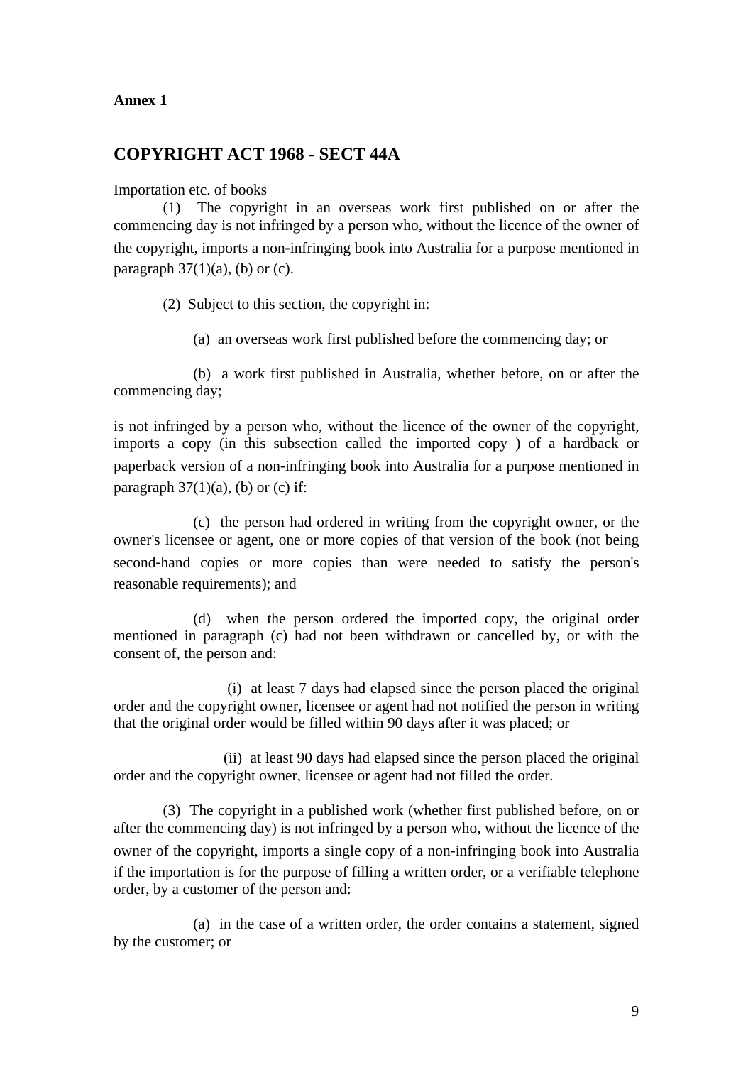**Annex 1**

## COPYRIGHT ACT 1968 - SECT 44A

Importation etc. of books

(1) The copyright in an overseas work first published on or after the commencing day is not infringed by a person who, without the licence of the owner of the copyright, imports a non-infringing book into Australia for a purpose mentioned in paragraph 37(1)(a), (b) or (c).

(2) Subject to this section, the copyright in:

(a) an overseas work first published before the commencing day; or

(b) a work first published in Australia, whether before, on or after the commencing day;

is not infringed by a person who, without the licence of the owner of the copyright, imports a copy (in this subsection called the imported copy ) of a hardback or paperback version of a non-infringing book into Australia for a purpose mentioned in paragraph 37(1)(a), (b) or (c) if:

(c) the person had ordered in writing from the copyright owner, or the owner's licensee or agent, one or more copies of that version of the book (not being second-hand copies or more copies than were needed to satisfy the person's reasonable requirements); and

(d) when the person ordered the imported copy, the original order mentioned in paragraph (c) had not been withdrawn or cancelled by, or with the consent of, the person and:

(i) at least 7 days had elapsed since the person placed the original order and the copyright owner, licensee or agent had not notified the person in writing that the original order would be filled within 90 days after it was placed; or

(ii) at least 90 days had elapsed since the person placed the original order and the copyright owner, licensee or agent had not filled the order.

(3) The copyright in a published work (whether first published before, on or after the commencing day) is not infringed by a person who, without the licence of the owner of the copyright, imports a single copy of a non-infringing book into Australia if the importation is for the purpose of filling a written order, or a verifiable telephone order, by a customer of the person and:

(a) in the case of a written order, the order contains a statement, signed by the customer; or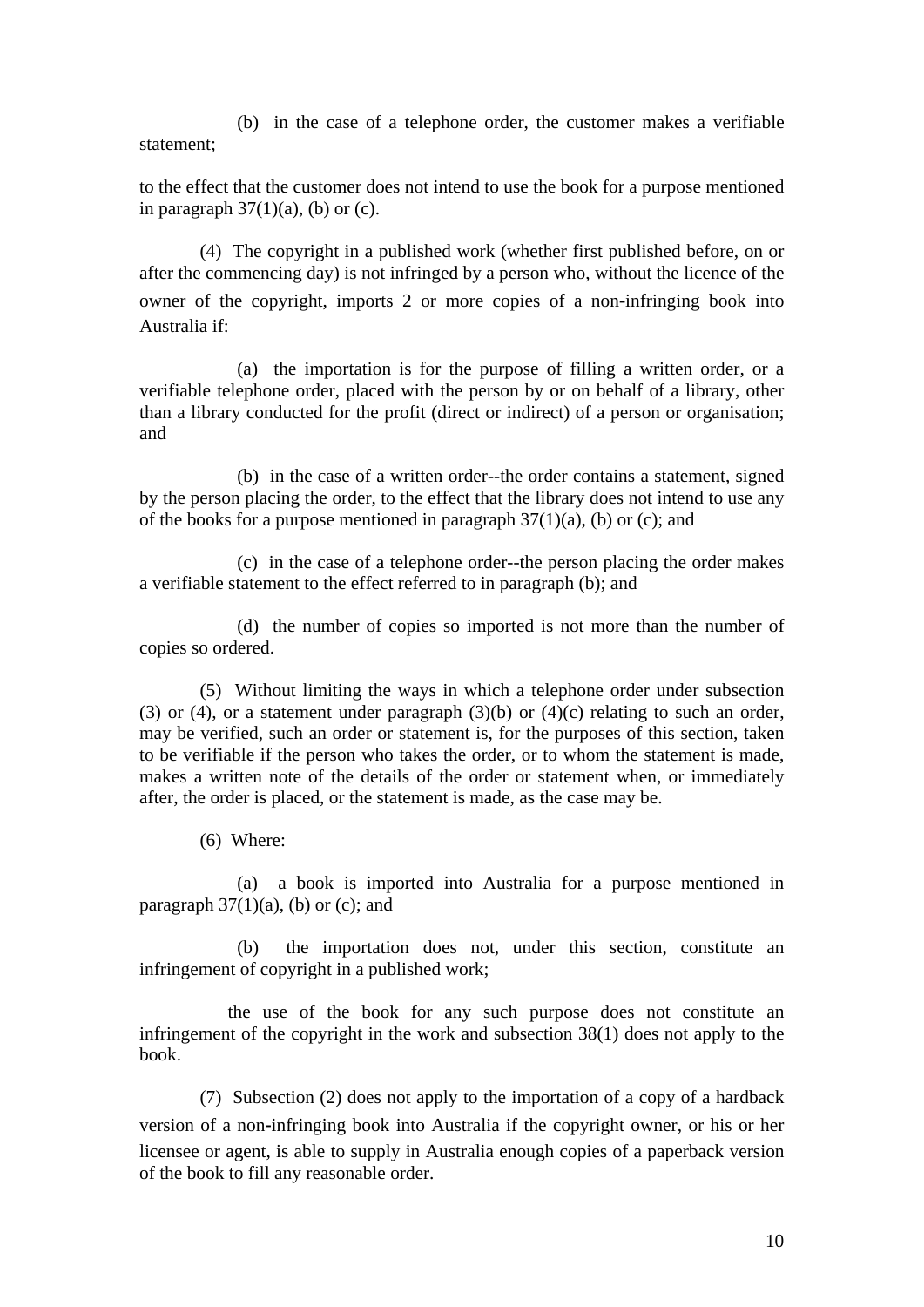(b) in the case of a telephone order, the customer makes a verifiable statement;

to the effect that the customer does not intend to use the book for a purpose mentioned in paragraph 37(1)(a), (b) or (c).

(4) The copyright in a published work (whether first published before, on or after the commencing day) is not infringed by a person who, without the licence of the owner of the copyright, imports 2 or more copies of a non-infringing book into Australia if:

(a) the importation is for the purpose of filling a written order, or a verifiable telephone order, placed with the person by or on behalf of a library, other than a library conducted for the profit (direct or indirect) of a person or organisation; and

(b) in the case of a written order--the order contains a statement, signed by the person placing the order, to the effect that the library does not intend to use any of the books for a purpose mentioned in paragraph 37(1)(a), (b) or (c); and

(c) in the case of a telephone order--the person placing the order makes a verifiable statement to the effect referred to in paragraph (b); and

(d) the number of copies so imported is not more than the number of copies so ordered.

(5) Without limiting the ways in which a telephone order under subsection (3) or (4), or a statement under paragraph (3)(b) or (4)(c) relating to such an order, may be verified, such an order or statement is, for the purposes of this section, taken to be verifiable if the person who takes the order, or to whom the statement is made, makes a written note of the details of the order or statement when, or immediately after, the order is placed, or the statement is made, as the case may be.

(6) Where:

(a) a book is imported into Australia for a purpose mentioned in paragraph 37(1)(a), (b) or (c); and

(b) the importation does not, under this section, constitute an infringement of copyright in a published work;

the use of the book for any such purpose does not constitute an infringement of the copyright in the work and subsection 38(1) does not apply to the book.

(7) Subsection (2) does not apply to the importation of a copy of a hardback version of a non-infringing book into Australia if the copyright owner, or his or her licensee or agent, is able to supply in Australia enough copies of a paperback version of the book to fill any reasonable order.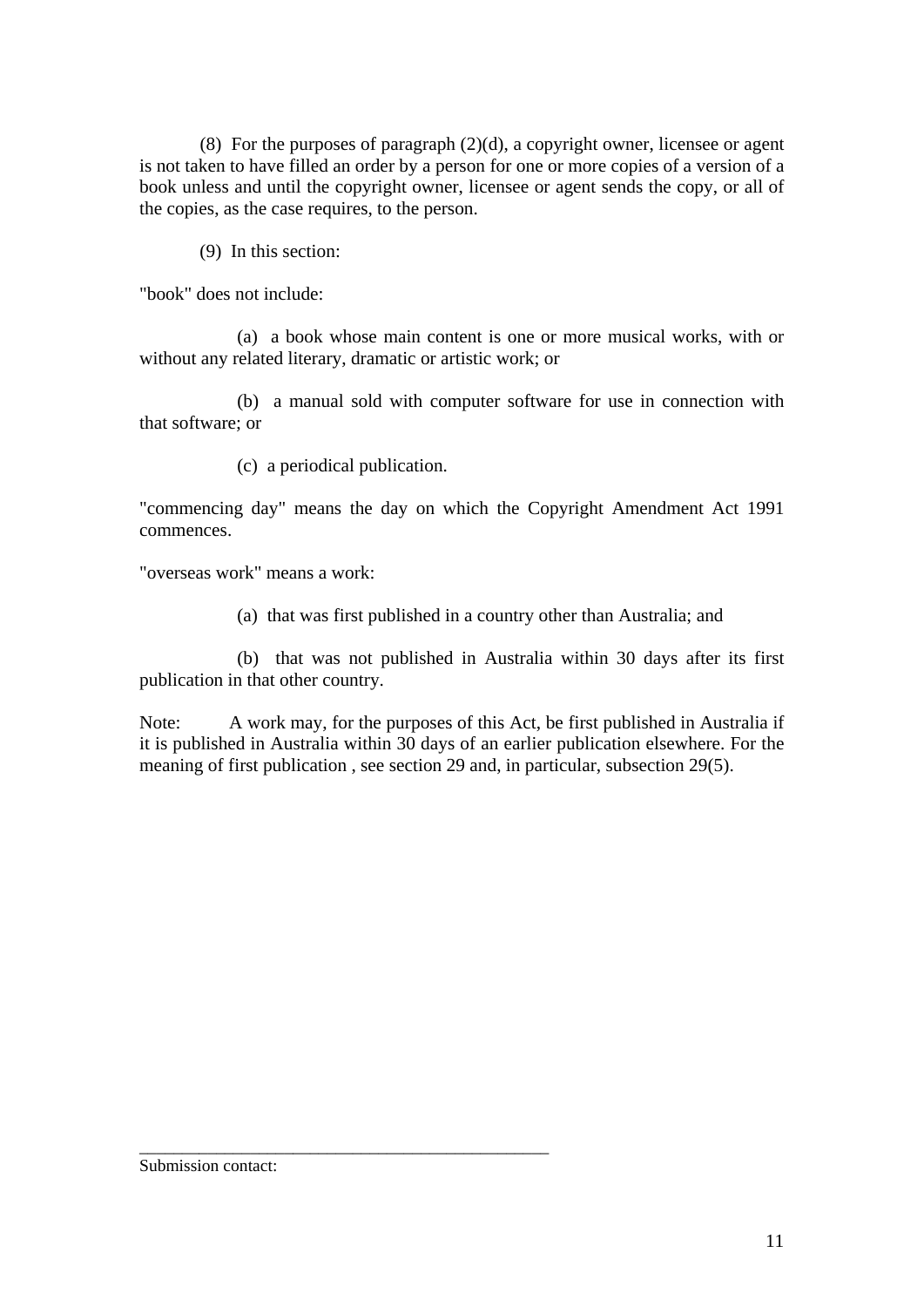(8) For the purposes of paragraph (2)(d), a copyright owner, licensee or agent is not taken to have filled an order by a person for one or more copies of a version of a book unless and until the copyright owner, licensee or agent sends the copy, or all of the copies, as the case requires, to the person.

(9) In this section:

"book" does not include:

(a) a book whose main content is one or more musical works, with or without any related literary, dramatic or artistic work; or

(b) a manual sold with computer software for use in connection with that software; or

(c) a periodical publication.

"commencing day" means the day on which the Copyright Amendment Act 1991 commences.

"overseas work" means a work:

(a) that was first published in a country other than Australia; and

(b) that was not published in Australia within 30 days after its first publication in that other country.

Note: A work may, for the purposes of this Act, be first published in Australia if it is published in Australia within 30 days of an earlier publication elsewhere. For the meaning of first publication , see section 29 and, in particular, subsection 29(5).

---

Submission contact: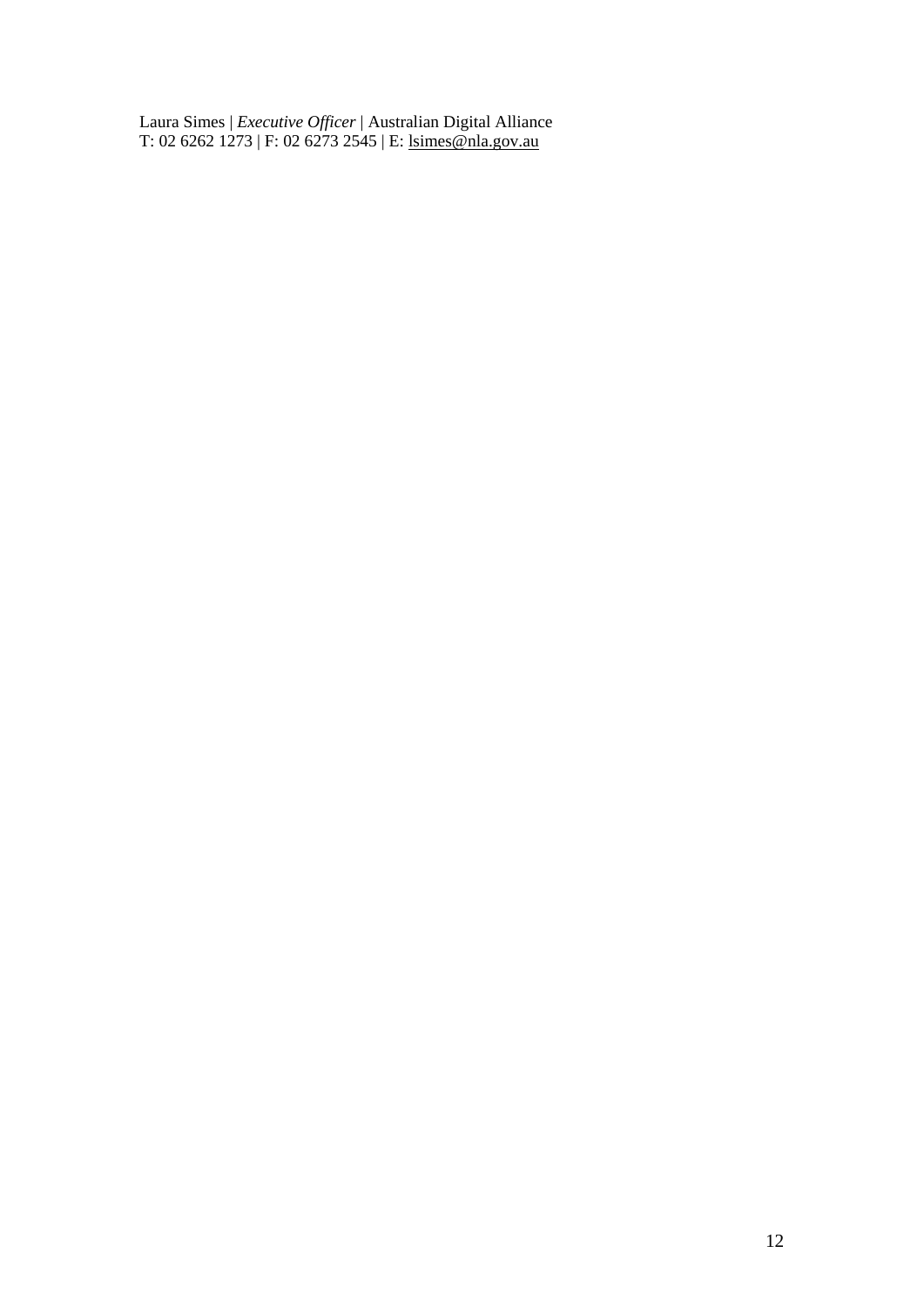Laura Simes | *Executive Officer* | Australian Digital Alliance
T: 02 6262 1273 | F: 02 6273 2545 | E: lsimes@nla.gov.au